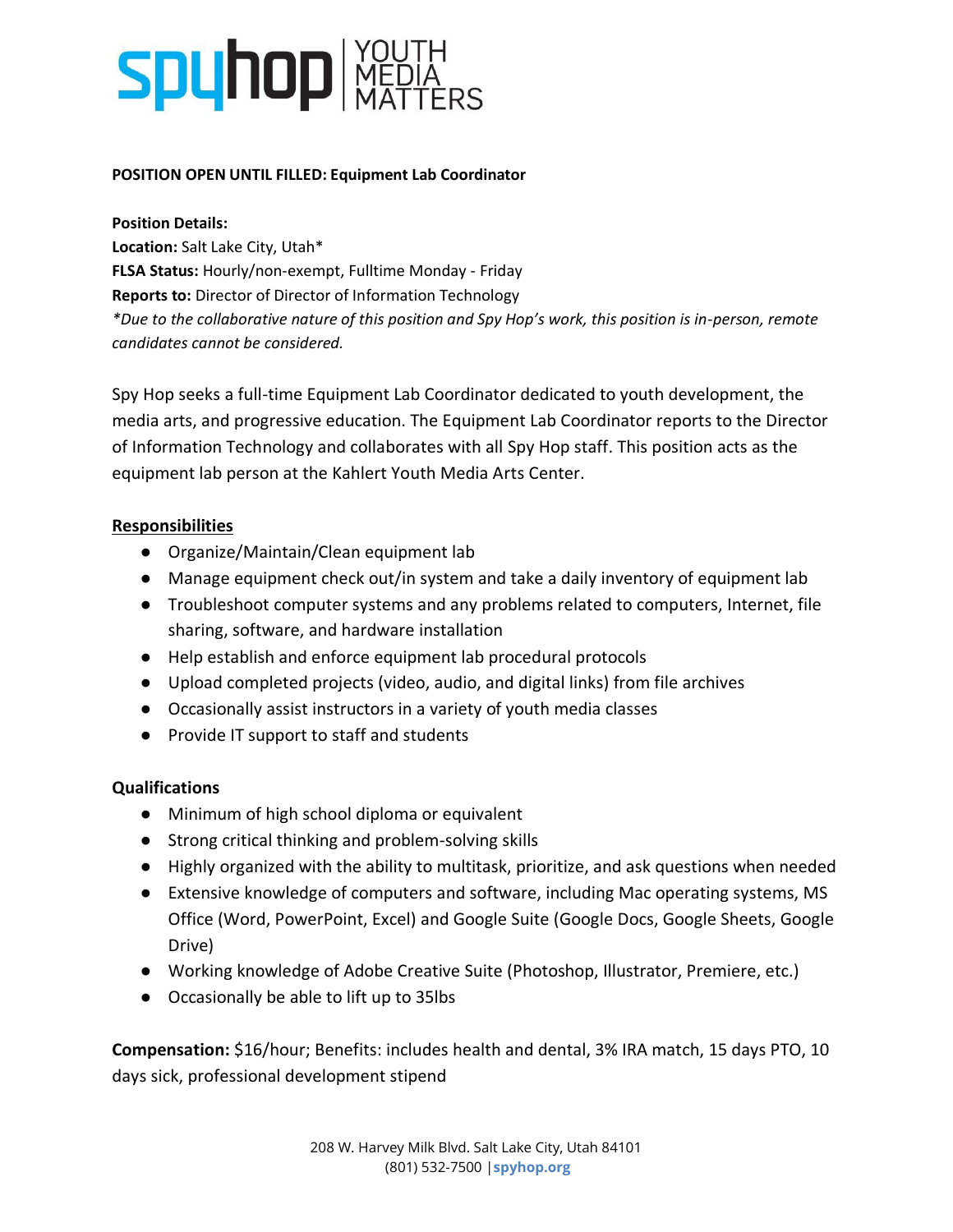**spyhop** | YOUTH MEDIA MATTERS

**POSITION OPEN UNTIL FILLED: Equipment Lab Coordinator**

**Position Details:**
**Location:** Salt Lake City, Utah*
**FLSA Status:** Hourly/non-exempt, Fulltime Monday - Friday
**Reports to:** Director of Director of Information Technology
*\*Due to the collaborative nature of this position and Spy Hop's work, this position is in-person, remote candidates cannot be considered.*

Spy Hop seeks a full-time Equipment Lab Coordinator dedicated to youth development, the media arts, and progressive education. The Equipment Lab Coordinator reports to the Director of Information Technology and collaborates with all Spy Hop staff. This position acts as the equipment lab person at the Kahlert Youth Media Arts Center.

## Responsibilities

- Organize/Maintain/Clean equipment lab
- Manage equipment check out/in system and take a daily inventory of equipment lab
- Troubleshoot computer systems and any problems related to computers, Internet, file sharing, software, and hardware installation
- Help establish and enforce equipment lab procedural protocols
- Upload completed projects (video, audio, and digital links) from file archives
- Occasionally assist instructors in a variety of youth media classes
- Provide IT support to staff and students

## Qualifications

- Minimum of high school diploma or equivalent
- Strong critical thinking and problem-solving skills
- Highly organized with the ability to multitask, prioritize, and ask questions when needed
- Extensive knowledge of computers and software, including Mac operating systems, MS Office (Word, PowerPoint, Excel) and Google Suite (Google Docs, Google Sheets, Google Drive)
- Working knowledge of Adobe Creative Suite (Photoshop, Illustrator, Premiere, etc.)
- Occasionally be able to lift up to 35lbs

**Compensation:** $16/hour; Benefits: includes health and dental, 3% IRA match, 15 days PTO, 10 days sick, professional development stipend

208 W. Harvey Milk Blvd. Salt Lake City, Utah 84101
(801) 532-7500 | **spyhop.org**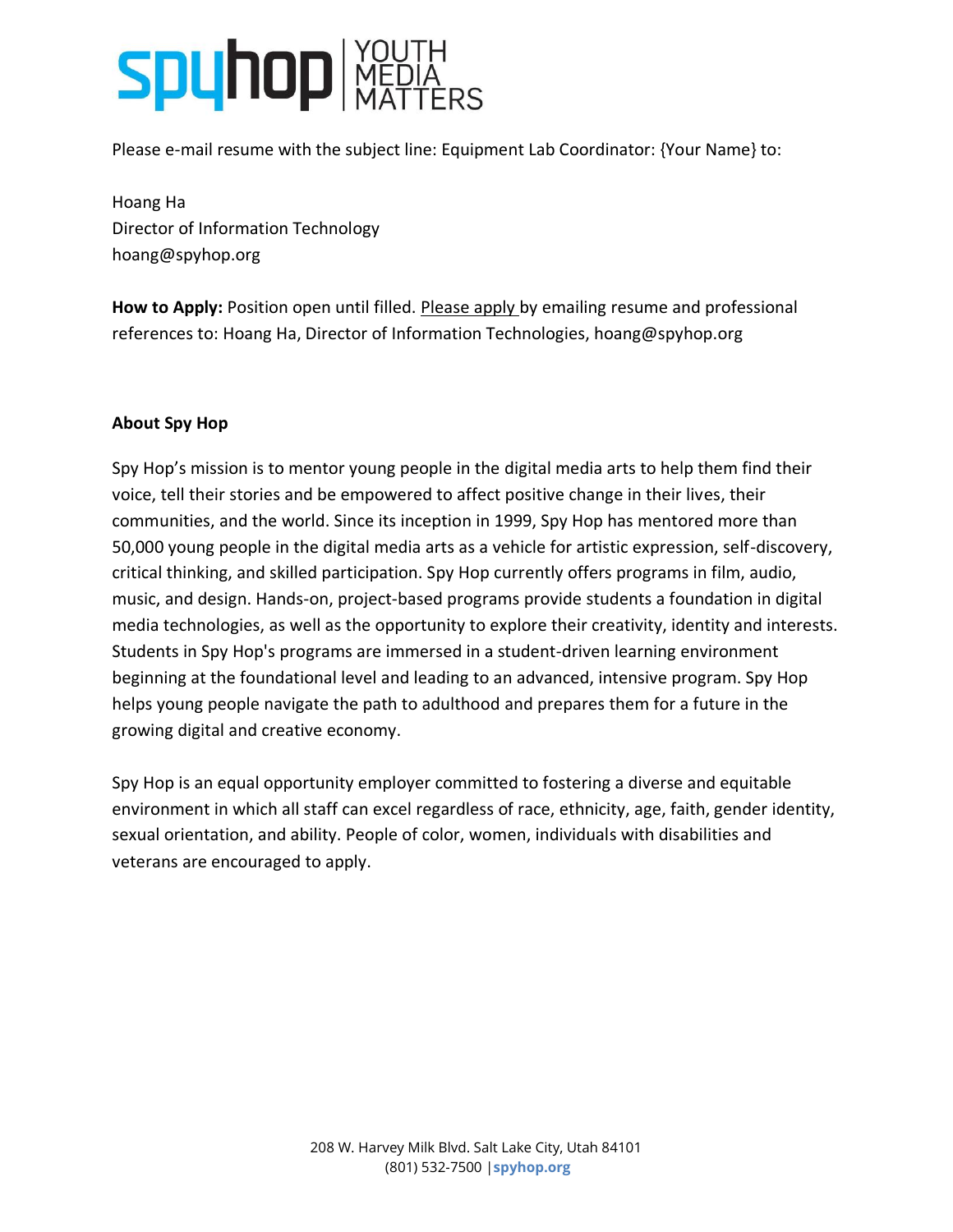Please e-mail resume with the subject line: Equipment Lab Coordinator: {Your Name} to:

Hoang Ha
Director of Information Technology
hoang@spyhop.org

**How to Apply:** Position open until filled. Please apply by emailing resume and professional references to: Hoang Ha, Director of Information Technologies, hoang@spyhop.org

**About Spy Hop**

Spy Hop's mission is to mentor young people in the digital media arts to help them find their voice, tell their stories and be empowered to affect positive change in their lives, their communities, and the world. Since its inception in 1999, Spy Hop has mentored more than 50,000 young people in the digital media arts as a vehicle for artistic expression, self-discovery, critical thinking, and skilled participation. Spy Hop currently offers programs in film, audio, music, and design. Hands-on, project-based programs provide students a foundation in digital media technologies, as well as the opportunity to explore their creativity, identity and interests. Students in Spy Hop's programs are immersed in a student-driven learning environment beginning at the foundational level and leading to an advanced, intensive program. Spy Hop helps young people navigate the path to adulthood and prepares them for a future in the growing digital and creative economy.

Spy Hop is an equal opportunity employer committed to fostering a diverse and equitable environment in which all staff can excel regardless of race, ethnicity, age, faith, gender identity, sexual orientation, and ability. People of color, women, individuals with disabilities and veterans are encouraged to apply.